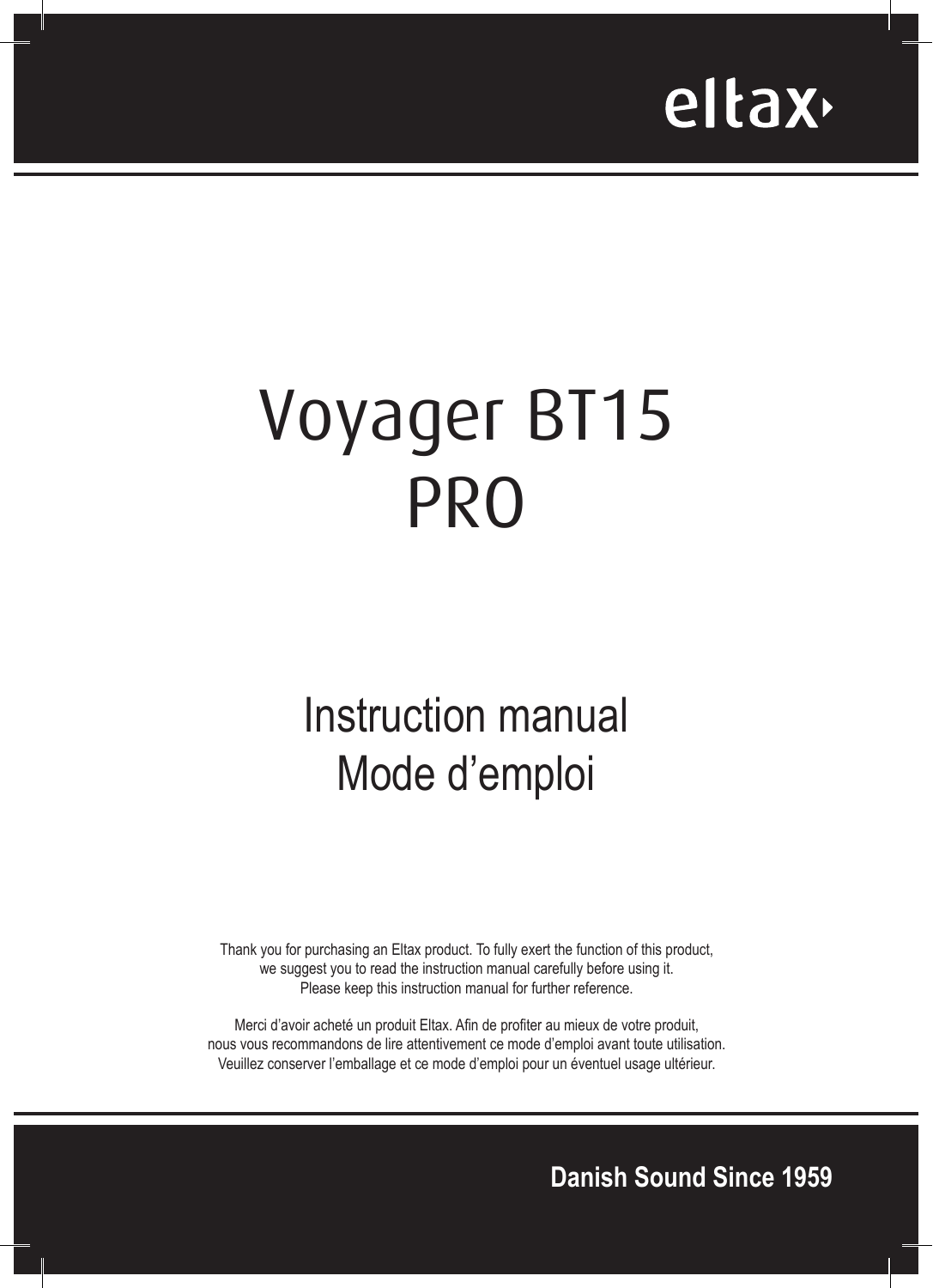eltax

# Voyager BT15 PRO

## Instruction manual
## Mode d'emploi

Thank you for purchasing an Eltax product. To fully exert the function of this product, we suggest you to read the instruction manual carefully before using it. Please keep this instruction manual for further reference.

Merci d'avoir acheté un produit Eltax. Afin de profiter au mieux de votre produit, nous vous recommandons de lire attentivement ce mode d'emploi avant toute utilisation. Veuillez conserver l'emballage et ce mode d'emploi pour un éventuel usage ultérieur.

**Danish Sound Since 1959**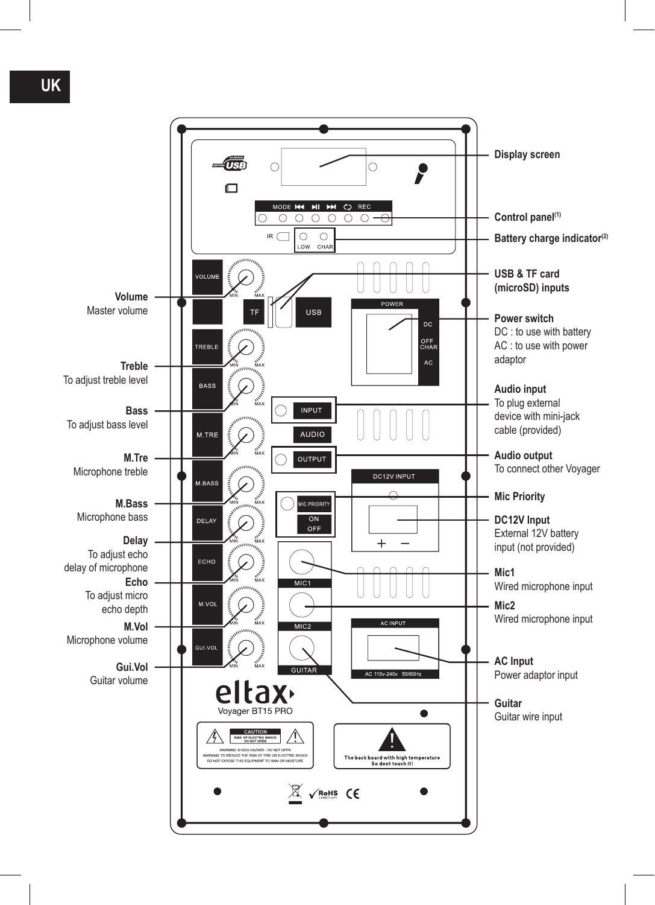UK

**Display screen**

**Control panel**[1]

**Battery charge indicator**[2]

**USB & TF card (microSD) inputs**

**Volume**
Master volume

**Power switch**
DC : to use with battery
AC : to use with power adaptor

**Treble**
To adjust treble level

**Audio input**
To plug external device with mini-jack cable (provided)

**Bass**
To adjust bass level

**M.Tre**
Microphone treble

**Audio output**
To connect other Voyager

**M.Bass**
Microphone bass

**Mic Priority**

**DC12V Input**
External 12V battery input (not provided)

**Delay**
To adjust echo delay of microphone

**Echo**
To adjust micro echo depth

**Mic1**
Wired microphone input

**Mic2**
Wired microphone input

**M.Vol**
Microphone volume

**AC Input**
Power adaptor input

**Gui.Vol**
Guitar volume

**Guitar**
Guitar wire input

eltax
Voyager BT15 PRO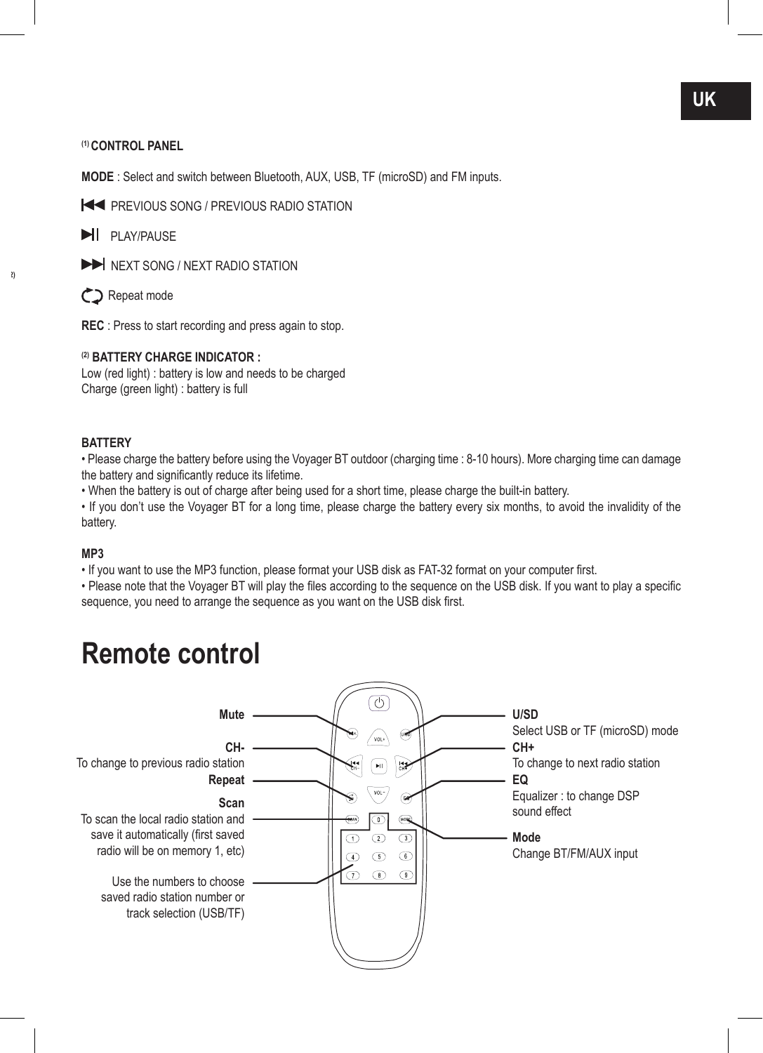UK

[(1)] **CONTROL PANEL**

**MODE** : Select and switch between Bluetooth, AUX, USB, TF (microSD) and FM inputs.

⏮ PREVIOUS SONG / PREVIOUS RADIO STATION

⏯ PLAY/PAUSE

⏭ NEXT SONG / NEXT RADIO STATION

🔁 Repeat mode

**REC** : Press to start recording and press again to stop.

[(2)] **BATTERY CHARGE INDICATOR :**
Low (red light) : battery is low and needs to be charged
Charge (green light) : battery is full

**BATTERY**
• Please charge the battery before using the Voyager BT outdoor (charging time : 8-10 hours). More charging time can damage the battery and significantly reduce its lifetime.
• When the battery is out of charge after being used for a short time, please charge the built-in battery.
• If you don't use the Voyager BT for a long time, please charge the battery every six months, to avoid the invalidity of the battery.

**MP3**
• If you want to use the MP3 function, please format your USB disk as FAT-32 format on your computer first.
• Please note that the Voyager BT will play the files according to the sequence on the USB disk. If you want to play a specific sequence, you need to arrange the sequence as you want on the USB disk first.

# Remote control

**Mute**

**CH-**
To change to previous radio station

**Repeat**

**Scan**
To scan the local radio station and save it automatically (first saved radio will be on memory 1, etc)

Use the numbers to choose saved radio station number or track selection (USB/TF)

**U/SD**
Select USB or TF (microSD) mode

**CH+**
To change to next radio station

**EQ**
Equalizer : to change DSP sound effect

**Mode**
Change BT/FM/AUX input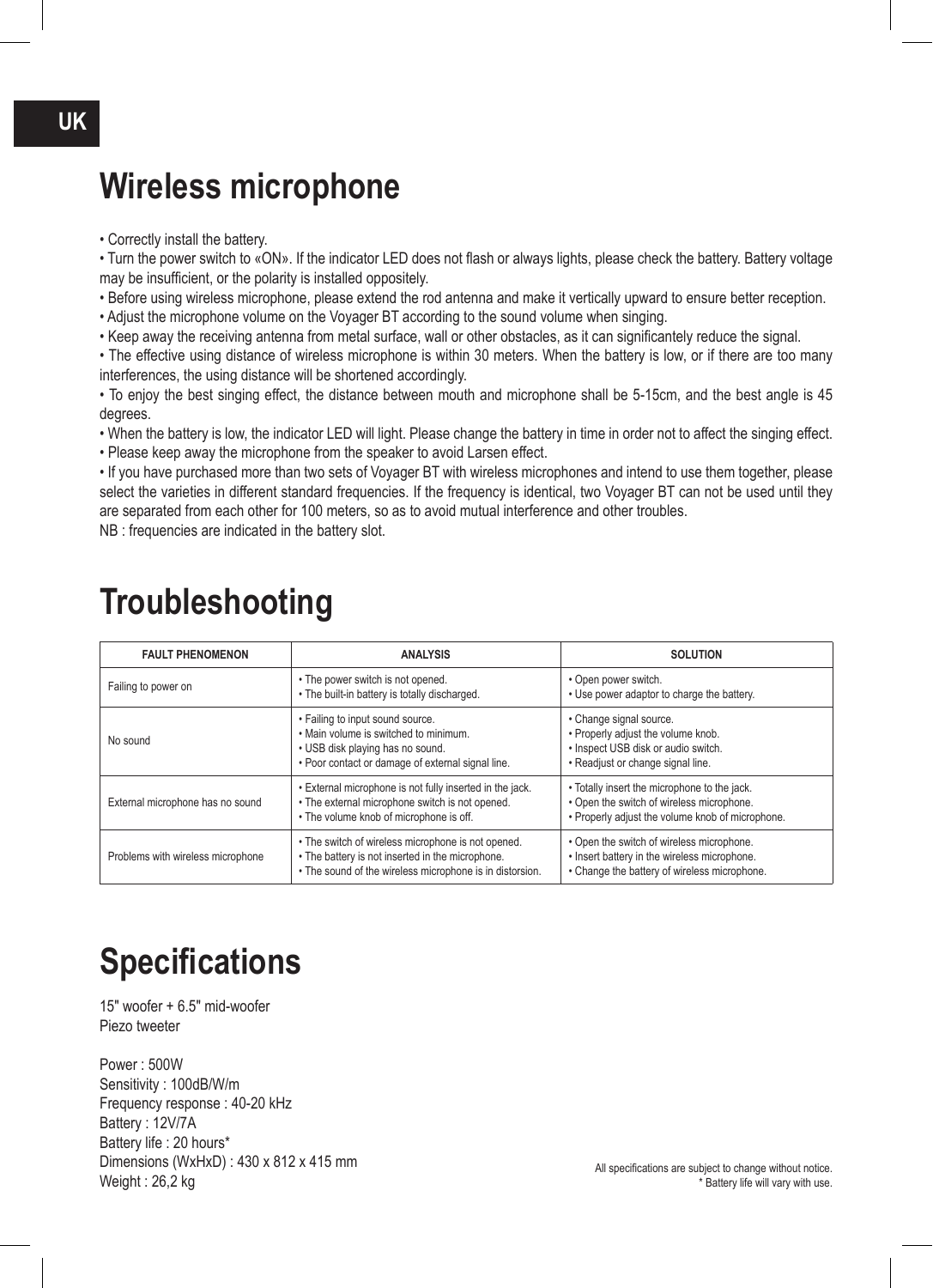UK

# Wireless microphone

• Correctly install the battery.
• Turn the power switch to «ON». If the indicator LED does not flash or always lights, please check the battery. Battery voltage may be insufficient, or the polarity is installed oppositely.
• Before using wireless microphone, please extend the rod antenna and make it vertically upward to ensure better reception.
• Adjust the microphone volume on the Voyager BT according to the sound volume when singing.
• Keep away the receiving antenna from metal surface, wall or other obstacles, as it can significantely reduce the signal.
• The effective using distance of wireless microphone is within 30 meters. When the battery is low, or if there are too many interferences, the using distance will be shortened accordingly.
• To enjoy the best singing effect, the distance between mouth and microphone shall be 5-15cm, and the best angle is 45 degrees.
• When the battery is low, the indicator LED will light. Please change the battery in time in order not to affect the singing effect.
• Please keep away the microphone from the speaker to avoid Larsen effect.
• If you have purchased more than two sets of Voyager BT with wireless microphones and intend to use them together, please select the varieties in different standard frequencies. If the frequency is identical, two Voyager BT can not be used until they are separated from each other for 100 meters, so as to avoid mutual interference and other troubles.
NB : frequencies are indicated in the battery slot.

# Troubleshooting

| FAULT PHENOMENON | ANALYSIS | SOLUTION |
|---|---|---|
| Failing to power on | • The power switch is not opened.<br>• The built-in battery is totally discharged. | • Open power switch.<br>• Use power adaptor to charge the battery. |
| No sound | • Failing to input sound source.<br>• Main volume is switched to minimum.<br>• USB disk playing has no sound.<br>• Poor contact or damage of external signal line. | • Change signal source.<br>• Properly adjust the volume knob.<br>• Inspect USB disk or audio switch.<br>• Readjust or change signal line. |
| External microphone has no sound | • External microphone is not fully inserted in the jack.<br>• The external microphone switch is not opened.<br>• The volume knob of microphone is off. | • Totally insert the microphone to the jack.<br>• Open the switch of wireless microphone.<br>• Properly adjust the volume knob of microphone. |
| Problems with wireless microphone | • The switch of wireless microphone is not opened.<br>• The battery is not inserted in the microphone.<br>• The sound of the wireless microphone is in distorsion. | • Open the switch of wireless microphone.<br>• Insert battery in the wireless microphone.<br>• Change the battery of wireless microphone. |

# Specifications

15" woofer + 6.5" mid-woofer
Piezo tweeter

Power : 500W
Sensitivity : 100dB/W/m
Frequency response : 40-20 kHz
Battery : 12V/7A
Battery life : 20 hours*
Dimensions (WxHxD) : 430 x 812 x 415 mm
Weight : 26,2 kg

All specifications are subject to change without notice.
* Battery life will vary with use.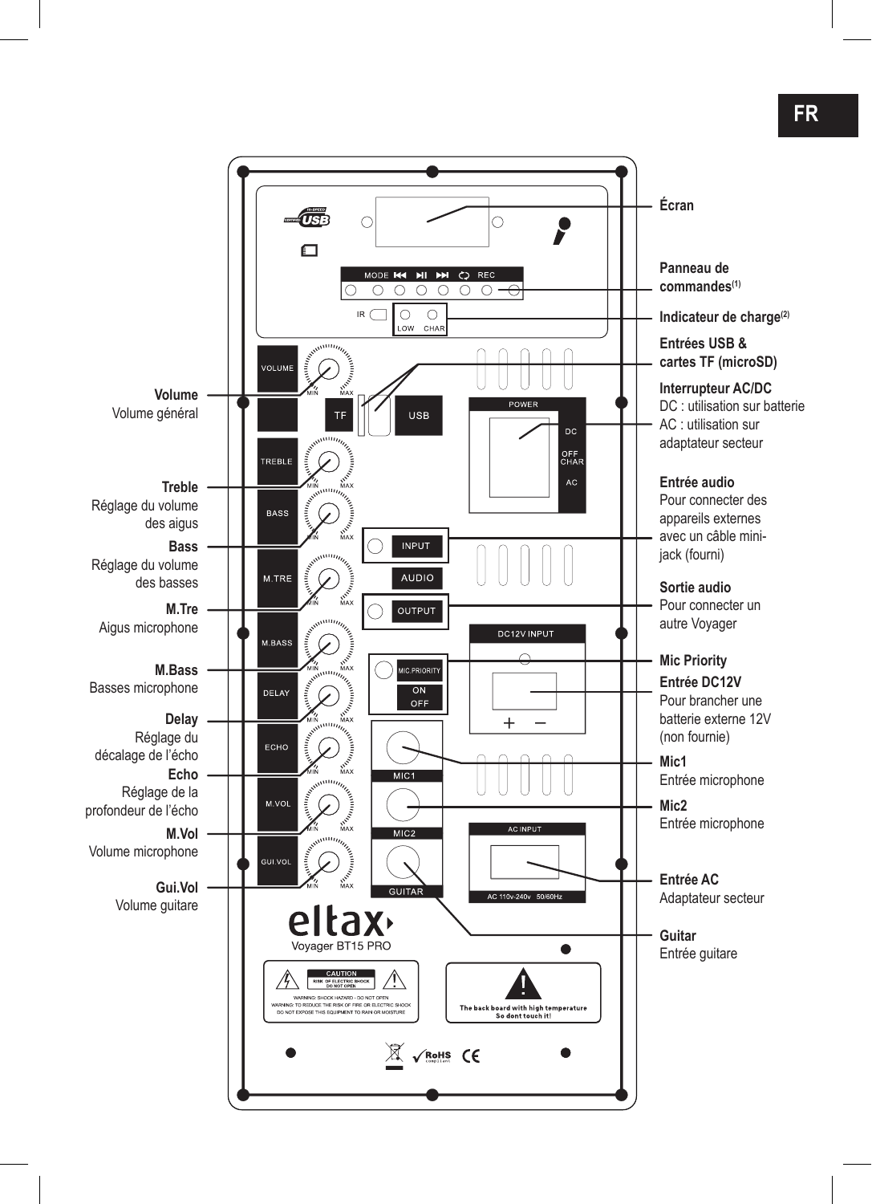FR

**Écran**

**Panneau de commandes**[1]

**Indicateur de charge**[2]

**Entrées USB & cartes TF (microSD)**

**Interrupteur AC/DC**
DC : utilisation sur batterie
AC : utilisation sur adaptateur secteur

**Entrée audio**
Pour connecter des appareils externes avec un câble mini-jack (fourni)

**Sortie audio**
Pour connecter un autre Voyager

**Mic Priority**

**Entrée DC12V**
Pour brancher une batterie externe 12V (non fournie)

**Mic1**
Entrée microphone

**Mic2**
Entrée microphone

**Entrée AC**
Adaptateur secteur

**Guitar**
Entrée guitare

**Volume**
Volume général

**Treble**
Réglage du volume des aigus

**Bass**
Réglage du volume des basses

**M.Tre**
Aigus microphone

**M.Bass**
Basses microphone

**Delay**
Réglage du décalage de l'écho

**Echo**
Réglage de la profondeur de l'écho

**M.Vol**
Volume microphone

**Gui.Vol**
Volume guitare

eltax
Voyager BT15 PRO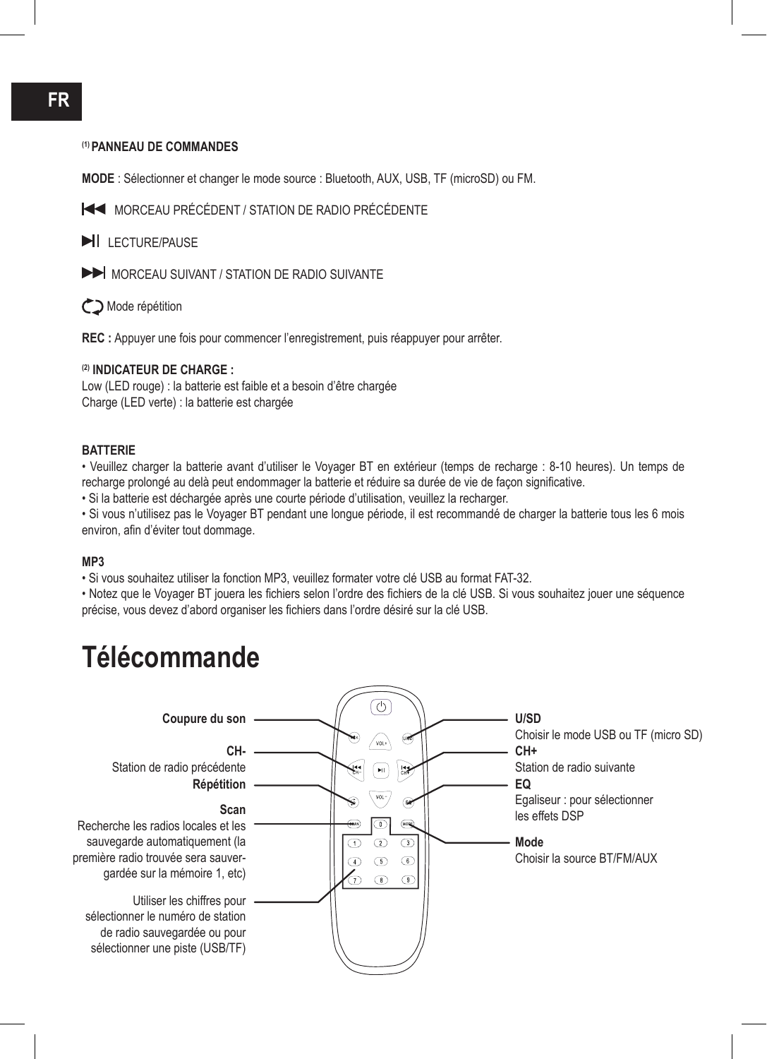**FR**

[(1)] **PANNEAU DE COMMANDES**

**MODE** : Sélectionner et changer le mode source : Bluetooth, AUX, USB, TF (microSD) ou FM.

⏮ MORCEAU PRÉCÉDENT / STATION DE RADIO PRÉCÉDENTE

⏯ LECTURE/PAUSE

⏭ MORCEAU SUIVANT / STATION DE RADIO SUIVANTE

Mode répétition

**REC :** Appuyer une fois pour commencer l'enregistrement, puis réappuyer pour arrêter.

[(2)] **INDICATEUR DE CHARGE :**
Low (LED rouge) : la batterie est faible et a besoin d'être chargée
Charge (LED verte) : la batterie est chargée

**BATTERIE**

- Veuillez charger la batterie avant d'utiliser le Voyager BT en extérieur (temps de recharge : 8-10 heures). Un temps de recharge prolongé au delà peut endommager la batterie et réduire sa durée de vie de façon significative.
- Si la batterie est déchargée après une courte période d'utilisation, veuillez la recharger.
- Si vous n'utilisez pas le Voyager BT pendant une longue période, il est recommandé de charger la batterie tous les 6 mois environ, afin d'éviter tout dommage.

**MP3**

- Si vous souhaitez utiliser la fonction MP3, veuillez formater votre clé USB au format FAT-32.
- Notez que le Voyager BT jouera les fichiers selon l'ordre des fichiers de la clé USB. Si vous souhaitez jouer une séquence précise, vous devez d'abord organiser les fichiers dans l'ordre désiré sur la clé USB.

# Télécommande

**Coupure du son**

**CH-**
Station de radio précédente

**Répétition**

**Scan**
Recherche les radios locales et les sauvegarde automatiquement (la première radio trouvée sera sauvergardée sur la mémoire 1, etc)

Utiliser les chiffres pour sélectionner le numéro de station de radio sauvegardée ou pour sélectionner une piste (USB/TF)

**U/SD**
Choisir le mode USB ou TF (micro SD)

**CH+**
Station de radio suivante

**EQ**
Egaliseur : pour sélectionner les effets DSP

**Mode**
Choisir la source BT/FM/AUX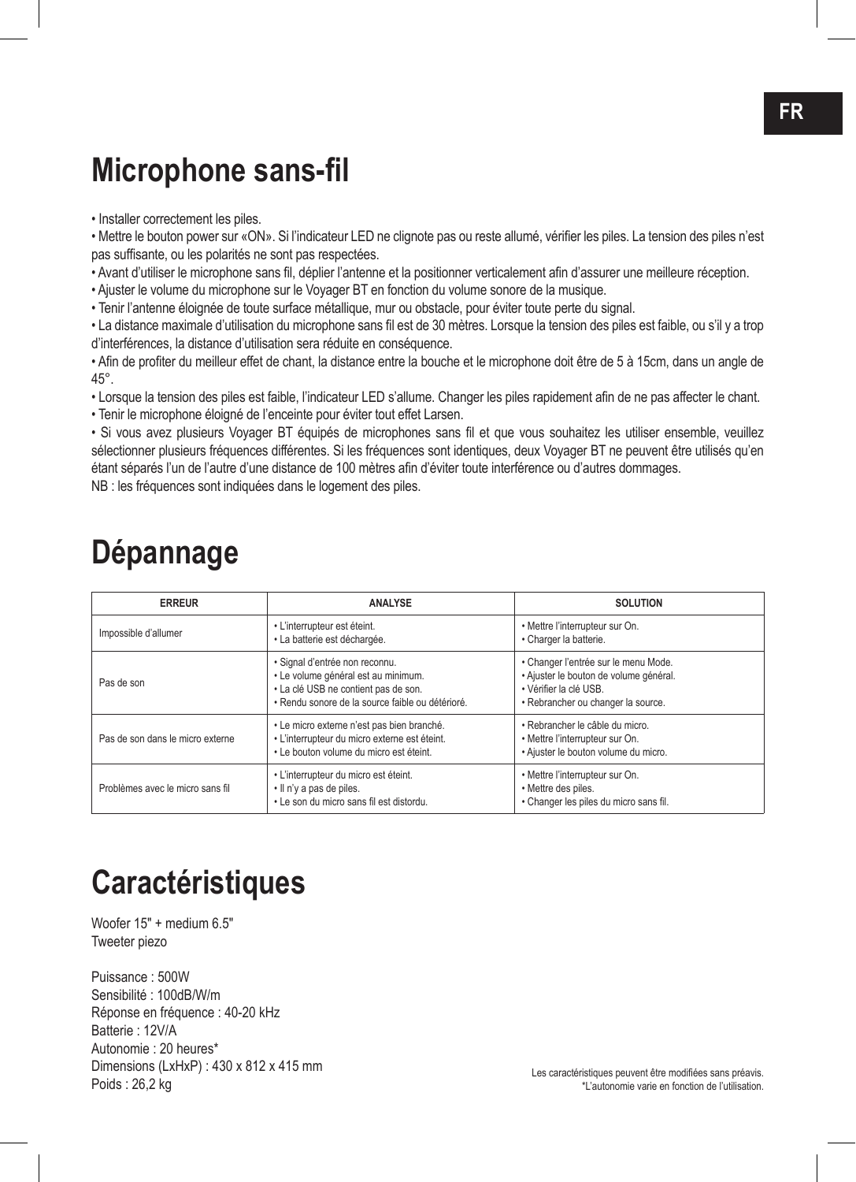# Microphone sans-fil

- Installer correctement les piles.
- Mettre le bouton power sur «ON». Si l'indicateur LED ne clignote pas ou reste allumé, vérifier les piles. La tension des piles n'est pas suffisante, ou les polarités ne sont pas respectées.
- Avant d'utiliser le microphone sans fil, déplier l'antenne et la positionner verticalement afin d'assurer une meilleure réception.
- Ajuster le volume du microphone sur le Voyager BT en fonction du volume sonore de la musique.
- Tenir l'antenne éloignée de toute surface métallique, mur ou obstacle, pour éviter toute perte du signal.
- La distance maximale d'utilisation du microphone sans fil est de 30 mètres. Lorsque la tension des piles est faible, ou s'il y a trop d'interférences, la distance d'utilisation sera réduite en conséquence.
- Afin de profiter du meilleur effet de chant, la distance entre la bouche et le microphone doit être de 5 à 15cm, dans un angle de 45°.
- Lorsque la tension des piles est faible, l'indicateur LED s'allume. Changer les piles rapidement afin de ne pas affecter le chant.
- Tenir le microphone éloigné de l'enceinte pour éviter tout effet Larsen.
- Si vous avez plusieurs Voyager BT équipés de microphones sans fil et que vous souhaitez les utiliser ensemble, veuillez sélectionner plusieurs fréquences différentes. Si les fréquences sont identiques, deux Voyager BT ne peuvent être utilisés qu'en étant séparés l'un de l'autre d'une distance de 100 mètres afin d'éviter toute interférence ou d'autres dommages.

NB : les fréquences sont indiquées dans le logement des piles.

# Dépannage

| ERREUR | ANALYSE | SOLUTION |
|---|---|---|
| Impossible d'allumer | • L'interrupteur est éteint.<br>• La batterie est déchargée. | • Mettre l'interrupteur sur On.<br>• Charger la batterie. |
| Pas de son | • Signal d'entrée non reconnu.<br>• Le volume général est au minimum.<br>• La clé USB ne contient pas de son.<br>• Rendu sonore de la source faible ou détérioré. | • Changer l'entrée sur le menu Mode.<br>• Ajuster le bouton de volume général.<br>• Vérifier la clé USB.<br>• Rebrancher ou changer la source. |
| Pas de son dans le micro externe | • Le micro externe n'est pas bien branché.<br>• L'interrupteur du micro externe est éteint.<br>• Le bouton volume du micro est éteint. | • Rebrancher le câble du micro.<br>• Mettre l'interrupteur sur On.<br>• Ajuster le bouton volume du micro. |
| Problèmes avec le micro sans fil | • L'interrupteur du micro est éteint.<br>• Il n'y a pas de piles.<br>• Le son du micro sans fil est distordu. | • Mettre l'interrupteur sur On.<br>• Mettre des piles.<br>• Changer les piles du micro sans fil. |

# Caractéristiques

Woofer 15" + medium 6.5"
Tweeter piezo

Puissance : 500W
Sensibilité : 100dB/W/m
Réponse en fréquence : 40-20 kHz
Batterie : 12V/A
Autonomie : 20 heures*
Dimensions (LxHxP) : 430 x 812 x 415 mm
Poids : 26,2 kg

Les caractéristiques peuvent être modifiées sans préavis.
*L'autonomie varie en fonction de l'utilisation.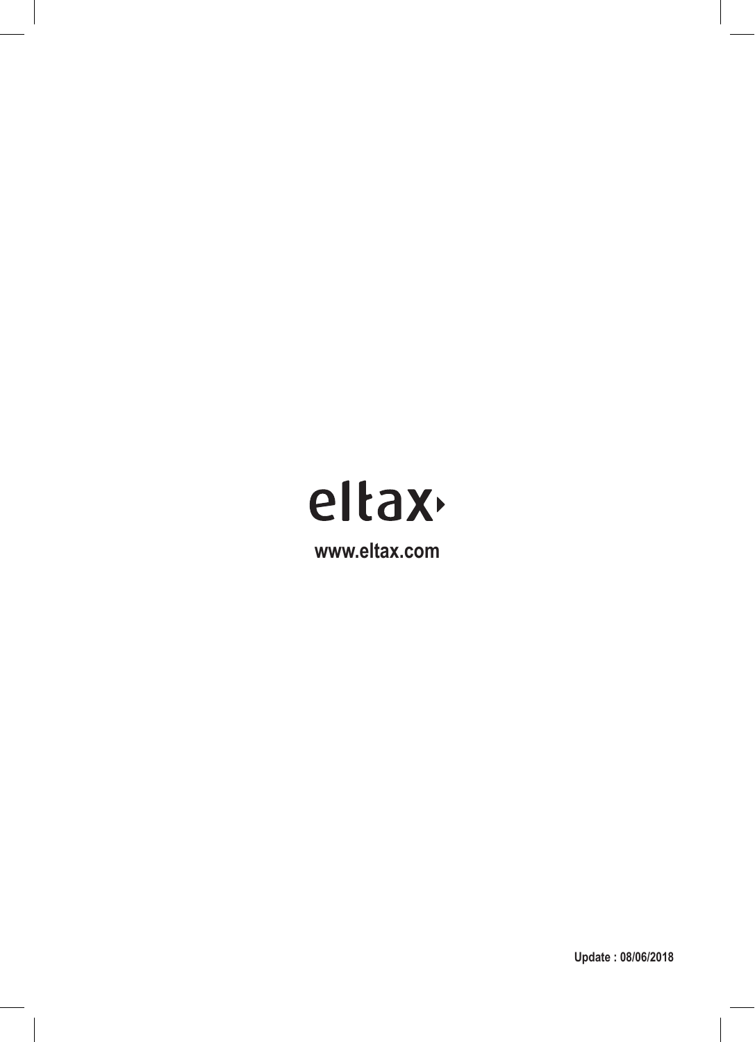eltax

www.eltax.com

Update : 08/06/2018